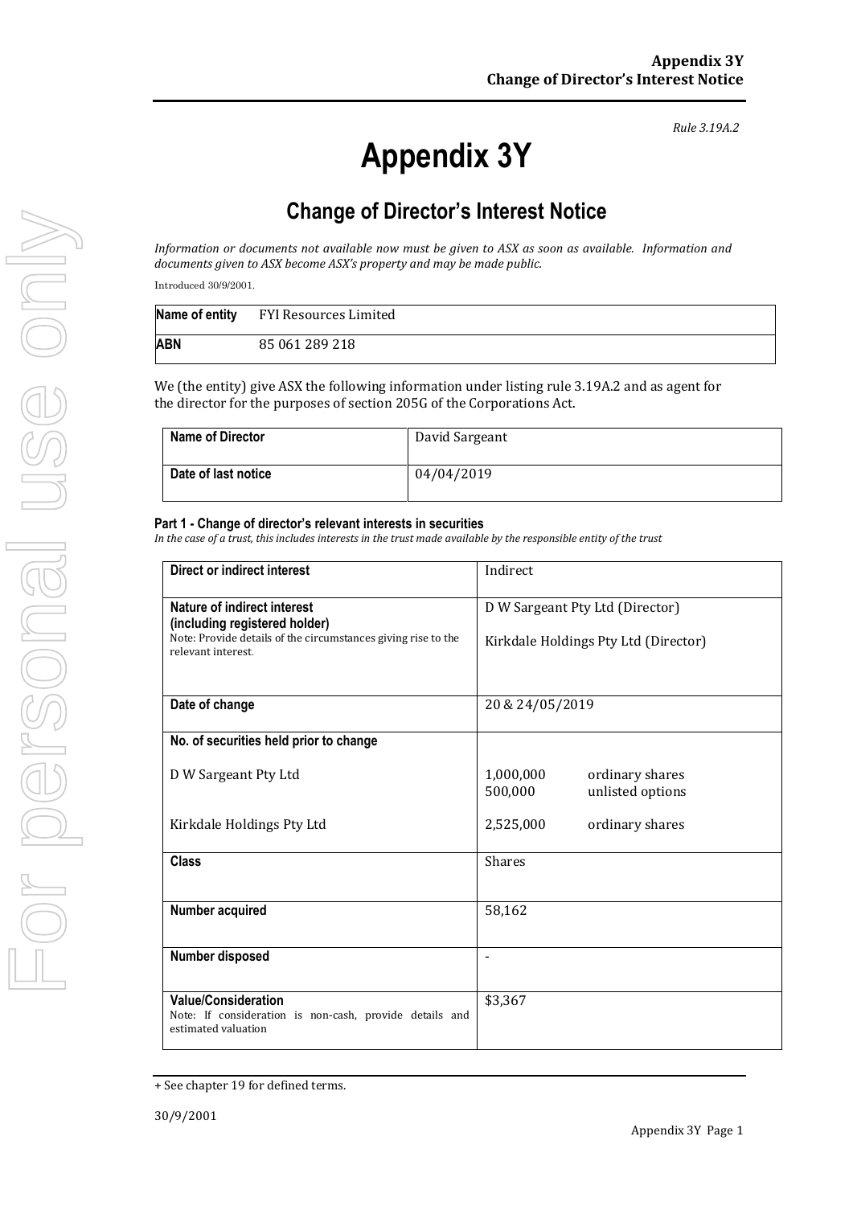*Rule 3.19A.2*

# Appendix 3Y

## Change of Director's Interest Notice

*Information or documents not available now must be given to ASX as soon as available. Information and documents given to ASX become ASX's property and may be made public.*

Introduced 30/9/2001.

| **Name of entity** | FYI Resources Limited |
|---|---|
| **ABN** | 85 061 289 218 |

We (the entity) give ASX the following information under listing rule 3.19A.2 and as agent for the director for the purposes of section 205G of the Corporations Act.

| **Name of Director** | David Sargeant |
|---|---|
| **Date of last notice** | 04/04/2019 |

### Part 1 - Change of director's relevant interests in securities

*In the case of a trust, this includes interests in the trust made available by the responsible entity of the trust*

| | |
|---|---|
| **Direct or indirect interest** | Indirect |
| **Nature of indirect interest (including registered holder)**<br>Note: Provide details of the circumstances giving rise to the relevant interest. | D W Sargeant Pty Ltd (Director)<br><br>Kirkdale Holdings Pty Ltd (Director) |
| **Date of change** | 20 & 24/05/2019 |
| **No. of securities held prior to change**<br><br>D W Sargeant Pty Ltd<br><br>Kirkdale Holdings Pty Ltd | <br><br>1,000,000 ordinary shares<br>500,000 unlisted options<br><br>2,525,000 ordinary shares |
| **Class** | Shares |
| **Number acquired** | 58,162 |
| **Number disposed** | - |
| **Value/Consideration**<br>Note: If consideration is non-cash, provide details and estimated valuation | $3,367 |

+ See chapter 19 for defined terms.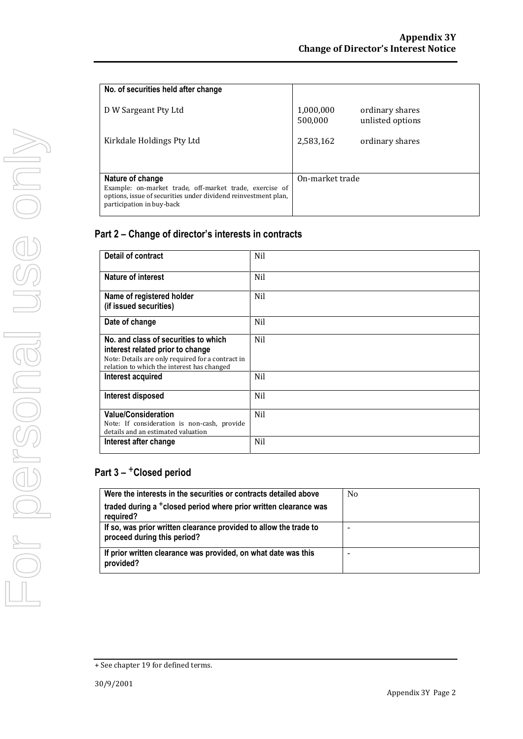| | |
|---|---|
| **No. of securities held after change**<br><br>D W Sargeant Pty Ltd<br><br>Kirkdale Holdings Pty Ltd | <br><br>1,000,000 ordinary shares<br>500,000 unlisted options<br><br>2,583,162 ordinary shares |
| **Nature of change**<br>Example: on-market trade, off-market trade, exercise of options, issue of securities under dividend reinvestment plan, participation in buy-back | On-market trade |

## Part 2 – Change of director's interests in contracts

| | |
|---|---|
| **Detail of contract** | Nil |
| **Nature of interest** | Nil |
| **Name of registered holder (if issued securities)** | Nil |
| **Date of change** | Nil |
| **No. and class of securities to which interest related prior to change**<br>Note: Details are only required for a contract in relation to which the interest has changed | Nil |
| **Interest acquired** | Nil |
| **Interest disposed** | Nil |
| **Value/Consideration**<br>Note: If consideration is non-cash, provide details and an estimated valuation | Nil |
| **Interest after change** | Nil |

## Part 3 – +Closed period

| | |
|---|---|
| **Were the interests in the securities or contracts detailed above traded during a +closed period where prior written clearance was required?** | No |
| **If so, was prior written clearance provided to allow the trade to proceed during this period?** | - |
| **If prior written clearance was provided, on what date was this provided?** | - |

+ See chapter 19 for defined terms.